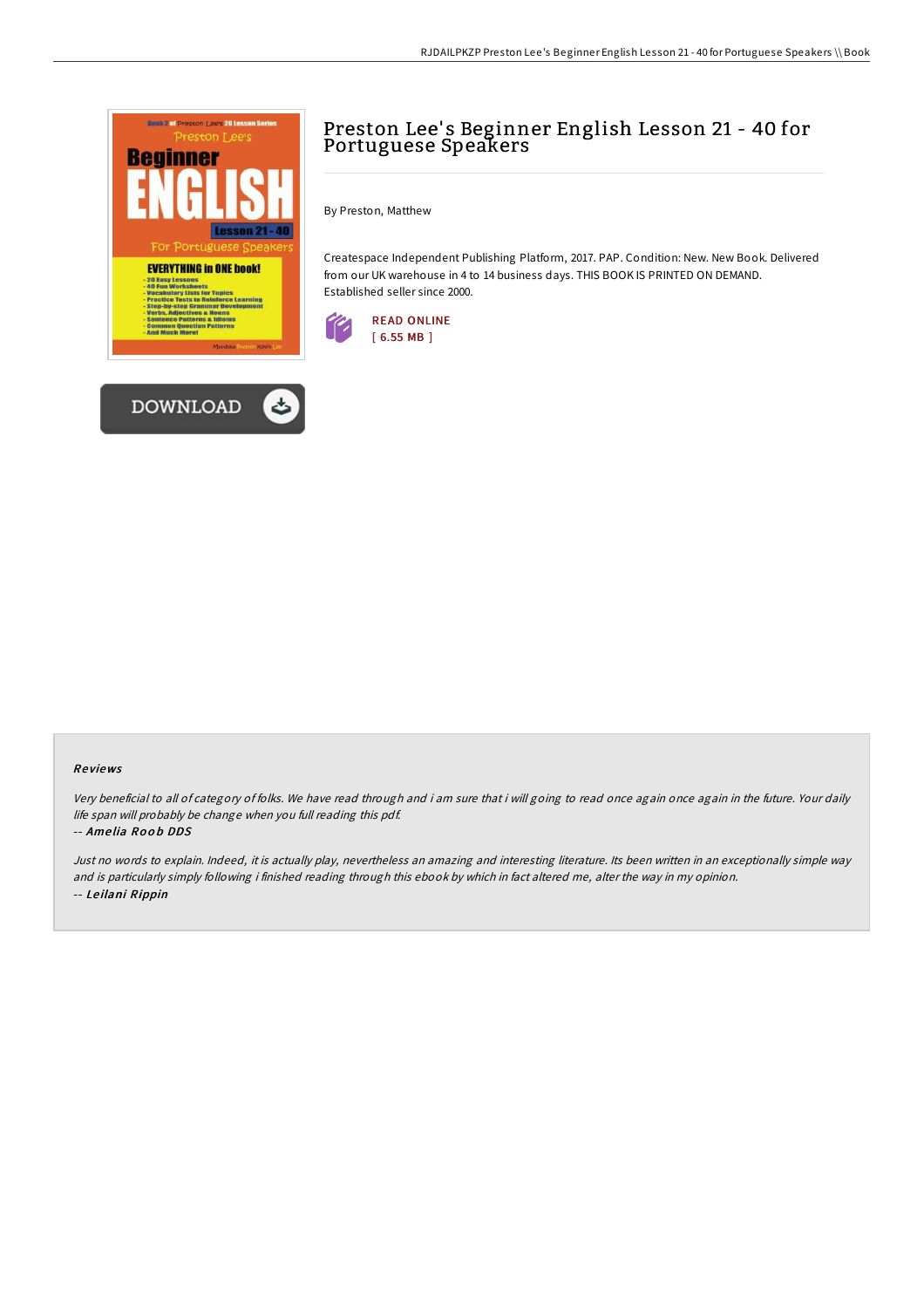# Preston Lee's Beginner English Lesson 21 - 40 for Portuguese Speakers

By Preston, Matthew

Createspace Independent Publishing Platform, 2017. PAP. Condition: New. New Book. Delivered from our UK warehouse in 4 to 14 business days. THIS BOOK IS PRINTED ON DEMAND. Established seller since 2000.

READ ONLINE
[ 6.55 MB ]

DOWNLOAD

### Reviews

*Very beneficial to all of category of folks. We have read through and i am sure that i will going to read once again once again in the future. Your daily life span will probably be change when you full reading this pdf.*

*-- Amelia Roob DDS*

*Just no words to explain. Indeed, it is actually play, nevertheless an amazing and interesting literature. Its been written in an exceptionally simple way and is particularly simply following i finished reading through this ebook by which in fact altered me, alter the way in my opinion.*

*-- Leilani Rippin*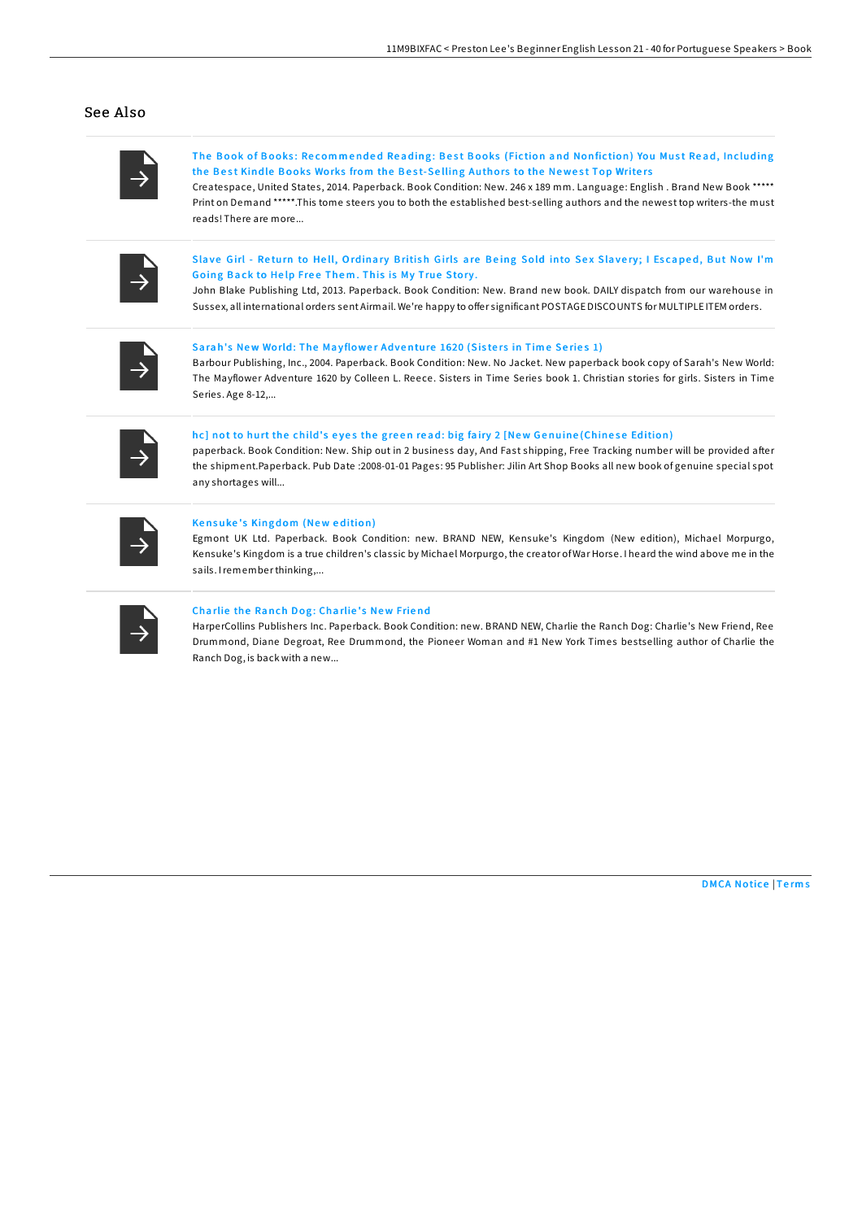## See Also

**The Book of Books: Recommended Reading: Best Books (Fiction and Nonfiction) You Must Read, Including the Best Kindle Books Works from the Best-Selling Authors to the Newest Top Writers**

Createspace, United States, 2014. Paperback. Book Condition: New. 246 x 189 mm. Language: English . Brand New Book ***** Print on Demand *****.This tome steers you to both the established best-selling authors and the newest top writers-the must reads! There are more...

**Slave Girl - Return to Hell, Ordinary British Girls are Being Sold into Sex Slavery; I Escaped, But Now I'm Going Back to Help Free Them. This is My True Story.**

John Blake Publishing Ltd, 2013. Paperback. Book Condition: New. Brand new book. DAILY dispatch from our warehouse in Sussex, all international orders sent Airmail. We're happy to offer significant POSTAGE DISCOUNTS for MULTIPLE ITEM orders.

**Sarah's New World: The Mayflower Adventure 1620 (Sisters in Time Series 1)**

Barbour Publishing, Inc., 2004. Paperback. Book Condition: New. No Jacket. New paperback book copy of Sarah's New World: The Mayflower Adventure 1620 by Colleen L. Reece. Sisters in Time Series book 1. Christian stories for girls. Sisters in Time Series. Age 8-12,...

**hc] not to hurt the child's eyes the green read: big fairy 2 [New Genuine(Chinese Edition)**

paperback. Book Condition: New. Ship out in 2 business day, And Fast shipping, Free Tracking number will be provided after the shipment.Paperback. Pub Date :2008-01-01 Pages: 95 Publisher: Jilin Art Shop Books all new book of genuine special spot any shortages will...

**Kensuke's Kingdom (New edition)**

Egmont UK Ltd. Paperback. Book Condition: new. BRAND NEW, Kensuke's Kingdom (New edition), Michael Morpurgo, Kensuke's Kingdom is a true children's classic by Michael Morpurgo, the creator of War Horse. I heard the wind above me in the sails. I remember thinking,...

**Charlie the Ranch Dog: Charlie's New Friend**

HarperCollins Publishers Inc. Paperback. Book Condition: new. BRAND NEW, Charlie the Ranch Dog: Charlie's New Friend, Ree Drummond, Diane Degroat, Ree Drummond, the Pioneer Woman and #1 New York Times bestselling author of Charlie the Ranch Dog, is back with a new...

DMCA Notice | Terms